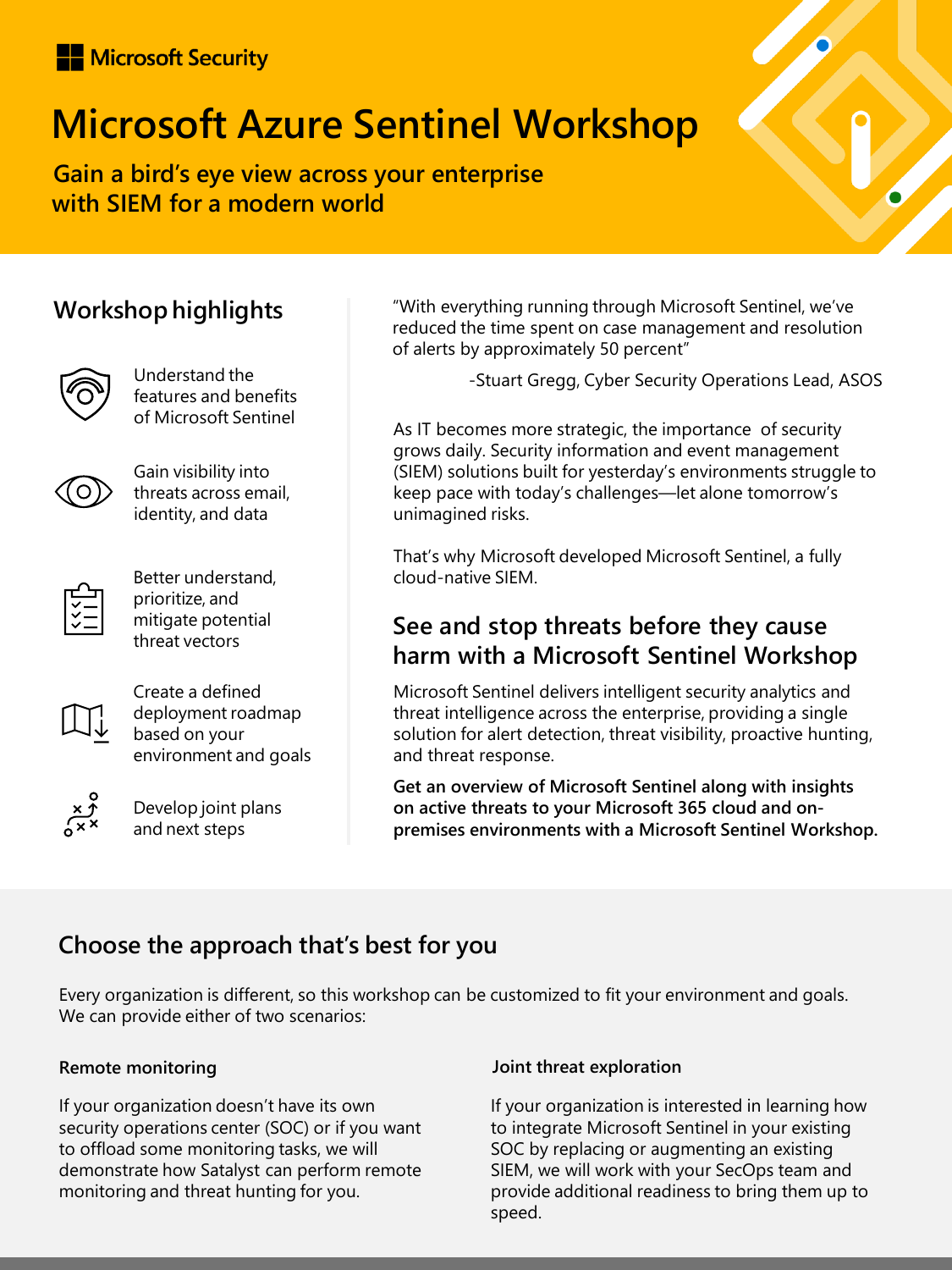Microsoft Security

# Microsoft Azure Sentinel Workshop

**Gain a bird's eye view across your enterprise with SIEM for a modern world**

## Workshop highlights

- Understand the features and benefits of Microsoft Sentinel
- Gain visibility into threats across email, identity, and data
- Better understand, prioritize, and mitigate potential threat vectors
- Create a defined deployment roadmap based on your environment and goals
- Develop joint plans and next steps

"With everything running through Microsoft Sentinel, we've reduced the time spent on case management and resolution of alerts by approximately 50 percent"

-Stuart Gregg, Cyber Security Operations Lead, ASOS

As IT becomes more strategic, the importance of security grows daily. Security information and event management (SIEM) solutions built for yesterday's environments struggle to keep pace with today's challenges—let alone tomorrow's unimagined risks.

That's why Microsoft developed Microsoft Sentinel, a fully cloud-native SIEM.

## See and stop threats before they cause harm with a Microsoft Sentinel Workshop

Microsoft Sentinel delivers intelligent security analytics and threat intelligence across the enterprise, providing a single solution for alert detection, threat visibility, proactive hunting, and threat response.

**Get an overview of Microsoft Sentinel along with insights on active threats to your Microsoft 365 cloud and on-premises environments with a Microsoft Sentinel Workshop.**

## Choose the approach that's best for you

Every organization is different, so this workshop can be customized to fit your environment and goals. We can provide either of two scenarios:

### Remote monitoring

If your organization doesn't have its own security operations center (SOC) or if you want to offload some monitoring tasks, we will demonstrate how Satalyst can perform remote monitoring and threat hunting for you.

### Joint threat exploration

If your organization is interested in learning how to integrate Microsoft Sentinel in your existing SOC by replacing or augmenting an existing SIEM, we will work with your SecOps team and provide additional readiness to bring them up to speed.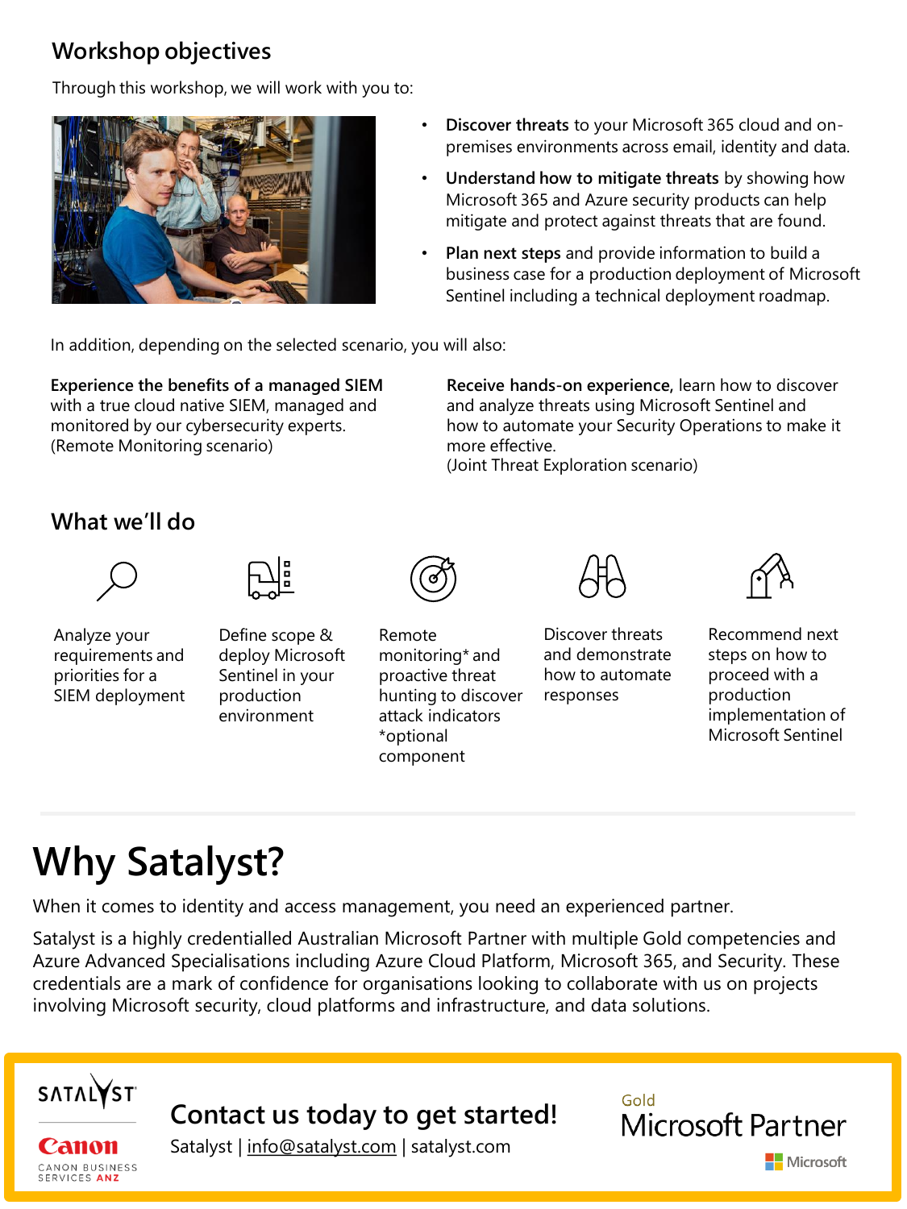## Workshop objectives

Through this workshop, we will work with you to:

- **Discover threats** to your Microsoft 365 cloud and on-premises environments across email, identity and data.
- **Understand how to mitigate threats** by showing how Microsoft 365 and Azure security products can help mitigate and protect against threats that are found.
- **Plan next steps** and provide information to build a business case for a production deployment of Microsoft Sentinel including a technical deployment roadmap.

In addition, depending on the selected scenario, you will also:

**Experience the benefits of a managed SIEM** with a true cloud native SIEM, managed and monitored by our cybersecurity experts. (Remote Monitoring scenario)

**Receive hands-on experience,** learn how to discover and analyze threats using Microsoft Sentinel and how to automate your Security Operations to make it more effective.
(Joint Threat Exploration scenario)

## What we'll do

- Analyze your requirements and priorities for a SIEM deployment
- Define scope & deploy Microsoft Sentinel in your production environment
- Remote monitoring* and proactive threat hunting to discover attack indicators *optional component
- Discover threats and demonstrate how to automate responses
- Recommend next steps on how to proceed with a production implementation of Microsoft Sentinel

# Why Satalyst?

When it comes to identity and access management, you need an experienced partner.

Satalyst is a highly credentialled Australian Microsoft Partner with multiple Gold competencies and Azure Advanced Specialisations including Azure Cloud Platform, Microsoft 365, and Security. These credentials are a mark of confidence for organisations looking to collaborate with us on projects involving Microsoft security, cloud platforms and infrastructure, and data solutions.

SATALYST

Canon
CANON BUSINESS SERVICES ANZ

**Contact us today to get started!**

Satalyst | info@satalyst.com | satalyst.com

Gold
Microsoft Partner
Microsoft